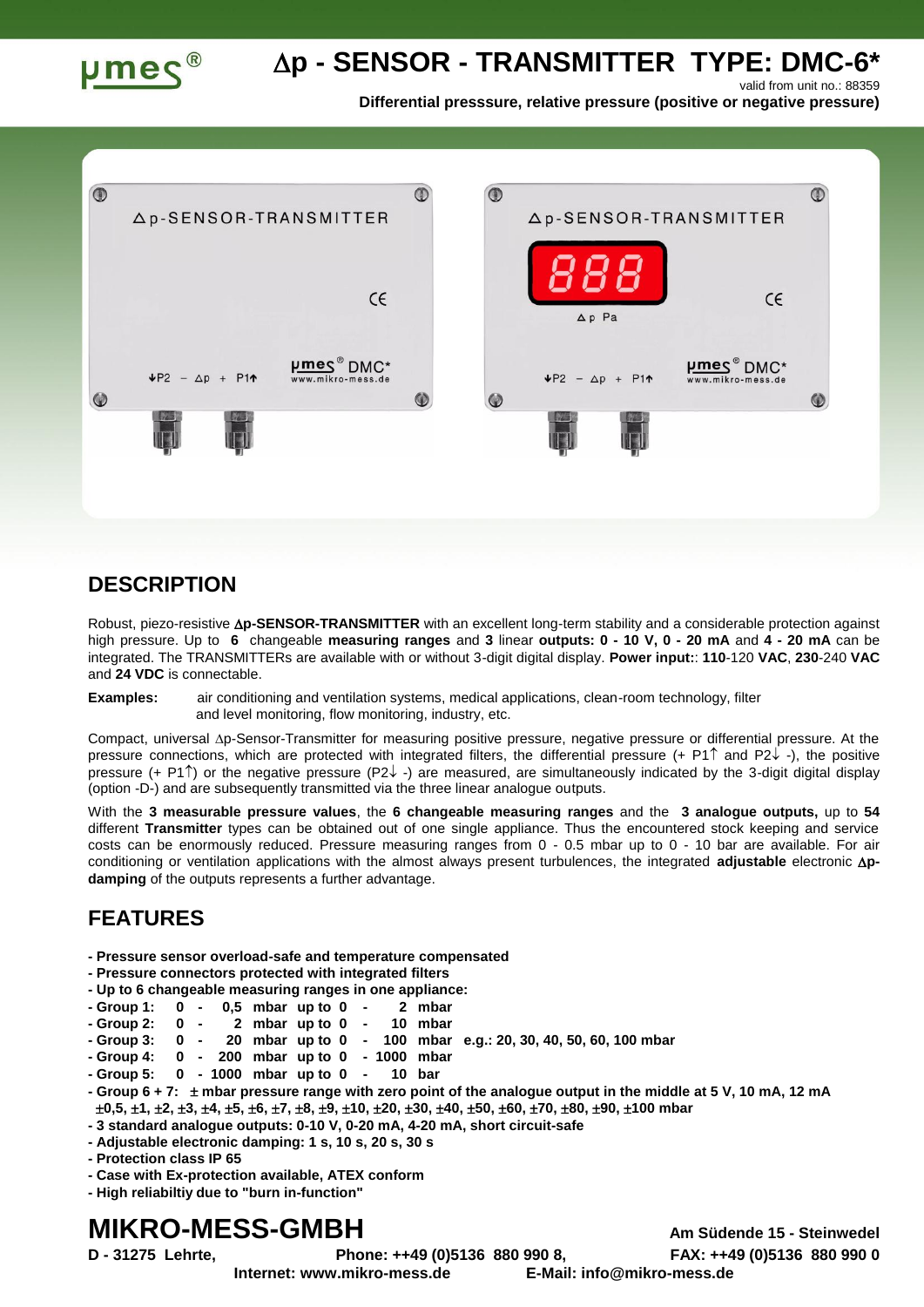# Δp - SENSOR - TRANSMITTER TYPE: DMC-6*

valid from unit no.: 88359

**Differential presssure, relative pressure (positive or negative pressure)**

## DESCRIPTION

Robust, piezo-resistive **Δp-SENSOR-TRANSMITTER** with an excellent long-term stability and a considerable protection against high pressure. Up to **6** changeable **measuring ranges** and **3** linear **outputs: 0 - 10 V, 0 - 20 mA** and **4 - 20 mA** can be integrated. The TRANSMITTERs are available with or without 3-digit digital display. **Power input:**: **110**-120 **VAC**, **230**-240 **VAC** and **24 VDC** is connectable.

**Examples:** air conditioning and ventilation systems, medical applications, clean-room technology, filter and level monitoring, flow monitoring, industry, etc.

Compact, universal Δp-Sensor-Transmitter for measuring positive pressure, negative pressure or differential pressure. At the pressure connections, which are protected with integrated filters, the differential pressure (+ P1↑ and P2↓ -), the positive pressure (+ P1↑) or the negative pressure (P2↓ -) are measured, are simultaneously indicated by the 3-digit digital display (option -D-) and are subsequently transmitted via the three linear analogue outputs.

With the **3 measurable pressure values**, the **6 changeable measuring ranges** and the **3 analogue outputs,** up to **54** different **Transmitter** types can be obtained out of one single appliance. Thus the encountered stock keeping and service costs can be enormously reduced. Pressure measuring ranges from 0 - 0.5 mbar up to 0 - 10 bar are available. For air conditioning or ventilation applications with the almost always present turbulences, the integrated **adjustable** electronic **Δp-damping** of the outputs represents a further advantage.

## FEATURES

- **Pressure sensor overload-safe and temperature compensated**
- **Pressure connectors protected with integrated filters**
- **Up to 6 changeable measuring ranges in one appliance:**
- **Group 1: 0 - 0,5 mbar up to 0 - 2 mbar**
- **Group 2: 0 - 2 mbar up to 0 - 10 mbar**
- **Group 3: 0 - 20 mbar up to 0 - 100 mbar e.g.: 20, 30, 40, 50, 60, 100 mbar**
- **Group 4: 0 - 200 mbar up to 0 - 1000 mbar**
- **Group 5: 0 - 1000 mbar up to 0 - 10 bar**
- **Group 6 + 7: ± mbar pressure range with zero point of the analogue output in the middle at 5 V, 10 mA, 12 mA ±0,5, ±1, ±2, ±3, ±4, ±5, ±6, ±7, ±8, ±9, ±10, ±20, ±30, ±40, ±50, ±60, ±70, ±80, ±90, ±100 mbar**
- **3 standard analogue outputs: 0-10 V, 0-20 mA, 4-20 mA, short circuit-safe**
- **Adjustable electronic damping: 1 s, 10 s, 20 s, 30 s**
- **Protection class IP 65**
- **Case with Ex-protection available, ATEX conform**
- **High reliabiltiy due to "burn in-function"**

## MIKRO-MESS-GMBH

**Am Südende 15 - Steinwedel**

**D - 31275 Lehrte, Phone: ++49 (0)5136 880 990 8, FAX: ++49 (0)5136 880 990 0**

**Internet: www.mikro-mess.de E-Mail: info@mikro-mess.de**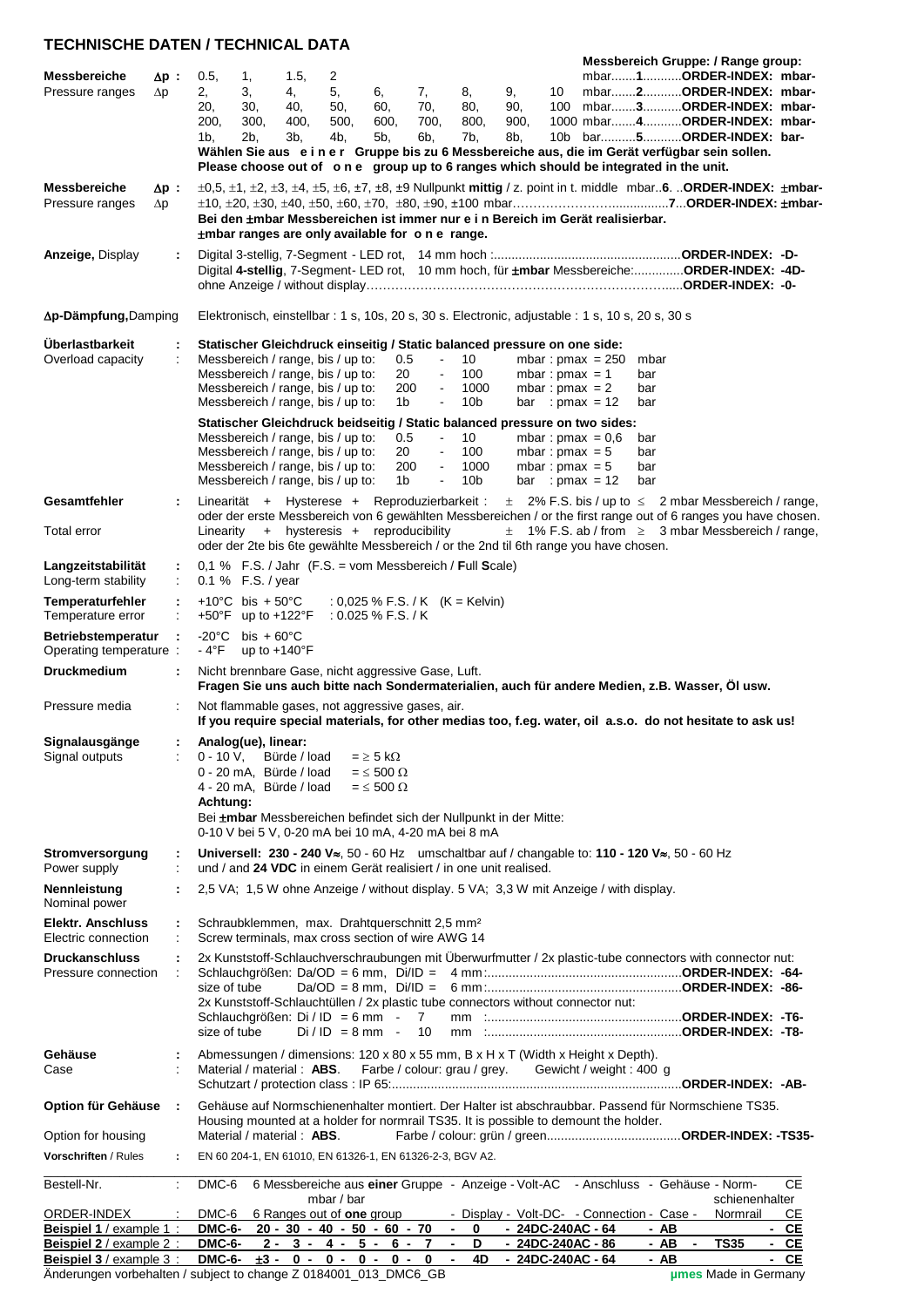# TECHNISCHE DATEN / TECHNICAL DATA

| | | |
|---|---|---|
| **Messbereiche** Δp : / Pressure ranges Δp | 0.5, 1, 1.5, 2 | **Messbereich Gruppe: / Range group:** mbar.......**1**...........**ORDER-INDEX: mbar-** |
| | 2, 3, 4, 5, 6, 7, 8, 9, 10 | mbar.......**2**...........**ORDER-INDEX: mbar-** |
| | 20, 30, 40, 50, 60, 70, 80, 90, 100 | mbar.......**3**...........**ORDER-INDEX: mbar-** |
| | 200, 300, 400, 500, 600, 700, 800, 900, 1000 | mbar.......**4**...........**ORDER-INDEX: mbar-** |
| | 1b, 2b, 3b, 4b, 5b, 6b, 7b, 8b, 10b | bar..........**5**...........**ORDER-INDEX: bar-** |

**Wählen Sie aus e i n e r Gruppe bis zu 6 Messbereiche aus, die im Gerät verfügbar sein sollen.**
**Please choose out of o n e group up to 6 ranges which should be integrated in the unit.**

**Messbereiche Δp :** / Pressure ranges Δp
±0,5, ±1, ±2, ±3, ±4, ±5, ±6, ±7, ±8, ±9 Nullpunkt **mittig** / z. point in t. middle mbar..**6**. ..**ORDER-INDEX: ±mbar-**
±10, ±20, ±30, ±40, ±50, ±60, ±70, ±80, ±90, ±100 mbar........................................**7**...**ORDER-INDEX: ±mbar-**
**Bei den ±mbar Messbereichen ist immer nur e i n Bereich im Gerät realisierbar.**
**±mbar ranges are only available for o n e range.**

**Anzeige,** Display :
Digital 3-stellig, 7-Segment - LED rot, 14 mm hoch :.....................................................**ORDER-INDEX: -D-**
Digital **4-stellig**, 7-Segment- LED rot, 10 mm hoch, für **±mbar** Messbereiche:..............**ORDER-INDEX: -4D-**
ohne Anzeige / without display.............................................................................................**ORDER-INDEX: -0-**

**Δp-Dämpfung,** Damping
Elektronisch, einstellbar : 1 s, 10s, 20 s, 30 s. Electronic, adjustable : 1 s, 10 s, 20 s, 30 s

**Überlastbarkeit** / Overload capacity :
**Statischer Gleichdruck einseitig / Static balanced pressure on one side:**
Messbereich / range, bis / up to: 0.5 - 10 mbar : pmax = 250 mbar
Messbereich / range, bis / up to: 20 - 100 mbar : pmax = 1 bar
Messbereich / range, bis / up to: 200 - 1000 mbar : pmax = 2 bar
Messbereich / range, bis / up to: 1b - 10b bar : pmax = 12 bar

**Statischer Gleichdruck beidseitig / Static balanced pressure on two sides:**
Messbereich / range, bis / up to: 0.5 - 10 mbar : pmax = 0,6 bar
Messbereich / range, bis / up to: 20 - 100 mbar : pmax = 5 bar
Messbereich / range, bis / up to: 200 - 1000 mbar : pmax = 5 bar
Messbereich / range, bis / up to: 1b - 10b bar : pmax = 12 bar

**Gesamtfehler** / Total error :
Linearität + Hysterese + Reproduzierbarkeit : ± 2% F.S. bis / up to ≤ 2 mbar Messbereich / range, oder der erste Messbereich von 6 gewählten Messbereichen / or the first range out of 6 ranges you have chosen.
Linearity + hysteresis + reproducibility ± 1% F.S. ab / from ≥ 3 mbar Messbereich / range, oder der 2te bis 6te gewählte Messbereich / or the 2nd til 6th range you have chosen.

**Langzeitstabilität** / Long-term stability :
0,1 % F.S. / Jahr (F.S. = vom Messbereich / **F**ull **S**cale)
0.1 % F.S. / year

**Temperaturfehler** / Temperature error :
+10°C bis + 50°C : 0,025 % F.S. / K (K = Kelvin)
+50°F up to +122°F : 0.025 % F.S. / K

**Betriebstemperatur** / Operating temperature :
-20°C bis + 60°C
- 4°F up to +140°F

**Druckmedium** :
Nicht brennbare Gase, nicht aggressive Gase, Luft.
**Fragen Sie uns auch bitte nach Sondermaterialien, auch für andere Medien, z.B. Wasser, Öl usw.**

Pressure media :
Not flammable gases, not aggressive gases, air.
**If you require special materials, for other medias too, f.eg. water, oil a.s.o. do not hesitate to ask us!**

**Signalausgänge** / Signal outputs :
**Analog(ue), linear:**
0 - 10 V, Bürde / load = ≥ 5 kΩ
0 - 20 mA, Bürde / load = ≤ 500 Ω
4 - 20 mA, Bürde / load = ≤ 500 Ω
**Achtung:**
Bei **±mbar** Messbereichen befindet sich der Nullpunkt in der Mitte:
0-10 V bei 5 V, 0-20 mA bei 10 mA, 4-20 mA bei 8 mA

**Stromversorgung** / Power supply :
**Universell: 230 - 240 V≈**, 50 - 60 Hz umschaltbar auf / changable to: **110 - 120 V≈**, 50 - 60 Hz
und / and **24 VDC** in einem Gerät realisiert / in one unit realised.

**Nennleistung** / Nominal power :
2,5 VA; 1,5 W ohne Anzeige / without display. 5 VA; 3,3 W mit Anzeige / with display.

**Elektr. Anschluss** / Electric connection :
Schraubklemmen, max. Drahtquerschnitt 2,5 mm²
Screw terminals, max cross section of wire AWG 14

**Druckanschluss** / Pressure connection :
2x Kunststoff-Schlauchverschraubungen mit Überwurfmutter / 2x plastic-tube connectors with connector nut:
Schlauchgrößen: Da/OD = 6 mm, Di/ID = 4 mm:.......................................................**ORDER-INDEX: -64-**
size of tube Da/OD = 8 mm, Di/ID = 6 mm:.......................................................**ORDER-INDEX: -86-**
2x Kunststoff-Schlauchtüllen / 2x plastic tube connectors without connector nut:
Schlauchgrößen: Di / ID = 6 mm - 7 mm :.......................................................**ORDER-INDEX: -T6-**
size of tube Di / ID = 8 mm - 10 mm :.......................................................**ORDER-INDEX: -T8-**

**Gehäuse** / Case :
Abmessungen / dimensions: 120 x 80 x 55 mm, B x H x T (Width x Height x Depth).
Material / material : **ABS**. Farbe / colour: grau / grey. Gewicht / weight : 400 g
Schutzart / protection class : IP 65:.................................................................................**ORDER-INDEX: -AB-**

**Option für Gehäuse** / Option for housing :
Gehäuse auf Normschienenhalter montiert. Der Halter ist abschraubbar. Passend für Normschiene TS35.
Housing mounted at a holder for normrail TS35. It is possible to demount the holder.
Material / material : **ABS**. Farbe / colour: grün / green......................................**ORDER-INDEX: -TS35-**

**Vorschriften** / Rules :
EN 60 204-1, EN 61010, EN 61326-1, EN 61326-2-3, BGV A2.

| | | | | | | | | |
|---|---|---|---|---|---|---|---|---|
| Bestell-Nr. : | DMC-6 | 6 Messbereiche aus **einer** Gruppe mbar / bar | - Anzeige | - Volt-AC | - Anschluss | - Gehäuse | - Norm-schienenhalter | CE |
| ORDER-INDEX : | DMC-6 | 6 Ranges out of **one** group | - Display | - Volt-DC- | - Connection | - Case | - Normrail | CE |
| **Beispiel 1** / example 1 : | **DMC-6-** | **20 - 30 - 40 - 50 - 60 - 70** | **- 0** | **- 24DC-240AC** | **- 64** | **- AB** | | **- CE** |
| **Beispiel 2** / example 2 : | **DMC-6-** | **2 - 3 - 4 - 5 - 6 - 7** | **- D** | **- 24DC-240AC** | **- 86** | **- AB** | **- TS35** | **- CE** |
| **Beispiel 3** / example 3 : | **DMC-6-** | **±3 - 0 - 0 - 0 - 0 - 0** | **- 4D** | **- 24DC-240AC** | **- 64** | **- AB** | | **- CE** |

Änderungen vorbehalten / subject to change Z 0184001_013_DMC6_GB **µmes** Made in Germany